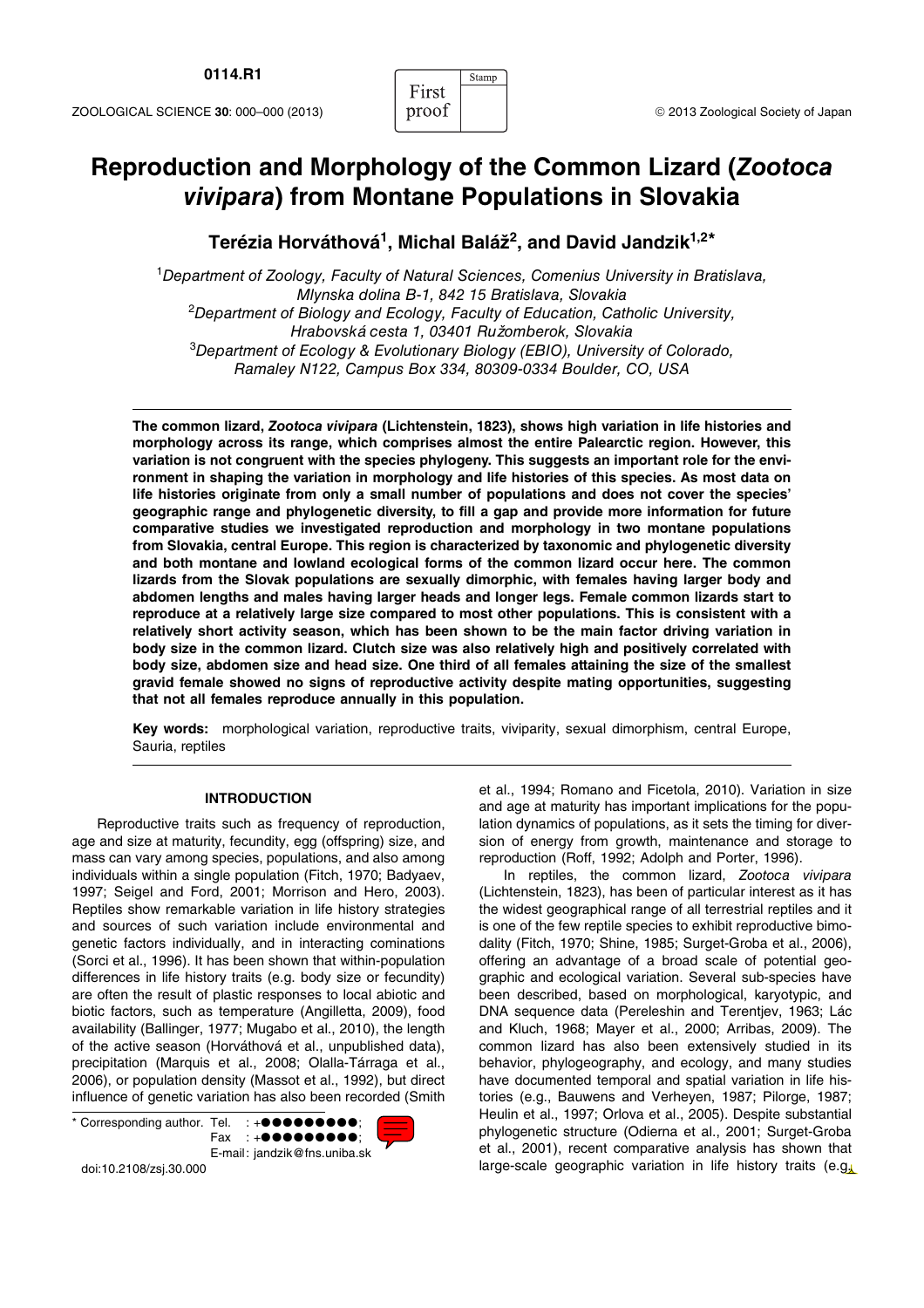# Reproduction and Morphology of the Common Lizard (*Zootoca vivipara*) from Montane Populations in Slovakia

**Terézia Horváthová[1], Michal Baláž[2], and David Jandzik[1,2]***

[1]*Department of Zoology, Faculty of Natural Sciences, Comenius University in Bratislava, Mlynska dolina B-1, 842 15 Bratislava, Slovakia*
[2]*Department of Biology and Ecology, Faculty of Education, Catholic University, Hrabovská cesta 1, 03401 Ružomberok, Slovakia*
[3]*Department of Ecology & Evolutionary Biology (EBIO), University of Colorado, Ramaley N122, Campus Box 334, 80309-0334 Boulder, CO, USA*

**The common lizard, *Zootoca vivipara* (Lichtenstein, 1823), shows high variation in life histories and morphology across its range, which comprises almost the entire Palearctic region. However, this variation is not congruent with the species phylogeny. This suggests an important role for the environment in shaping the variation in morphology and life histories of this species. As most data on life histories originate from only a small number of populations and does not cover the species' geographic range and phylogenetic diversity, to fill a gap and provide more information for future comparative studies we investigated reproduction and morphology in two montane populations from Slovakia, central Europe. This region is characterized by taxonomic and phylogenetic diversity and both montane and lowland ecological forms of the common lizard occur here. The common lizards from the Slovak populations are sexually dimorphic, with females having larger body and abdomen lengths and males having larger heads and longer legs. Female common lizards start to reproduce at a relatively large size compared to most other populations. This is consistent with a relatively short activity season, which has been shown to be the main factor driving variation in body size in the common lizard. Clutch size was also relatively high and positively correlated with body size, abdomen size and head size. One third of all females attaining the size of the smallest gravid female showed no signs of reproductive activity despite mating opportunities, suggesting that not all females reproduce annually in this population.**

**Key words:** morphological variation, reproductive traits, viviparity, sexual dimorphism, central Europe, Sauria, reptiles

## INTRODUCTION

Reproductive traits such as frequency of reproduction, age and size at maturity, fecundity, egg (offspring) size, and mass can vary among species, populations, and also among individuals within a single population (Fitch, 1970; Badyaev, 1997; Seigel and Ford, 2001; Morrison and Hero, 2003). Reptiles show remarkable variation in life history strategies and sources of such variation include environmental and genetic factors individually, and in interacting cominations (Sorci et al., 1996). It has been shown that within-population differences in life history traits (e.g. body size or fecundity) are often the result of plastic responses to local abiotic and biotic factors, such as temperature (Angilletta, 2009), food availability (Ballinger, 1977; Mugabo et al., 2010), the length of the active season (Horváthová et al., unpublished data), precipitation (Marquis et al., 2008; Olalla-Tárraga et al., 2006), or population density (Massot et al., 1992), but direct influence of genetic variation has also been recorded (Smith et al., 1994; Romano and Ficetola, 2010). Variation in size and age at maturity has important implications for the population dynamics of populations, as it sets the timing for diversion of energy from growth, maintenance and storage to reproduction (Roff, 1992; Adolph and Porter, 1996).

In reptiles, the common lizard, *Zootoca vivipara* (Lichtenstein, 1823), has been of particular interest as it has the widest geographical range of all terrestrial reptiles and it is one of the few reptile species to exhibit reproductive bimodality (Fitch, 1970; Shine, 1985; Surget-Groba et al., 2006), offering an advantage of a broad scale of potential geographic and ecological variation. Several sub-species have been described, based on morphological, karyotypic, and DNA sequence data (Pereleshin and Terentjev, 1963; Lác and Kluch, 1968; Mayer et al., 2000; Arribas, 2009). The common lizard has also been extensively studied in its behavior, phylogeography, and ecology, and many studies have documented temporal and spatial variation in life histories (e.g., Bauwens and Verheyen, 1987; Pilorge, 1987; Heulin et al., 1997; Orlova et al., 2005). Despite substantial phylogenetic structure (Odierna et al., 2001; Surget-Groba et al., 2001), recent comparative analysis has shown that large-scale geographic variation in life history traits (e.g.

\* Corresponding author. Tel. : +●●●●●●●●●●;
Fax : +●●●●●●●●●●;
E-mail: jandzik@fns.uniba.sk

doi:10.2108/zsj.30.000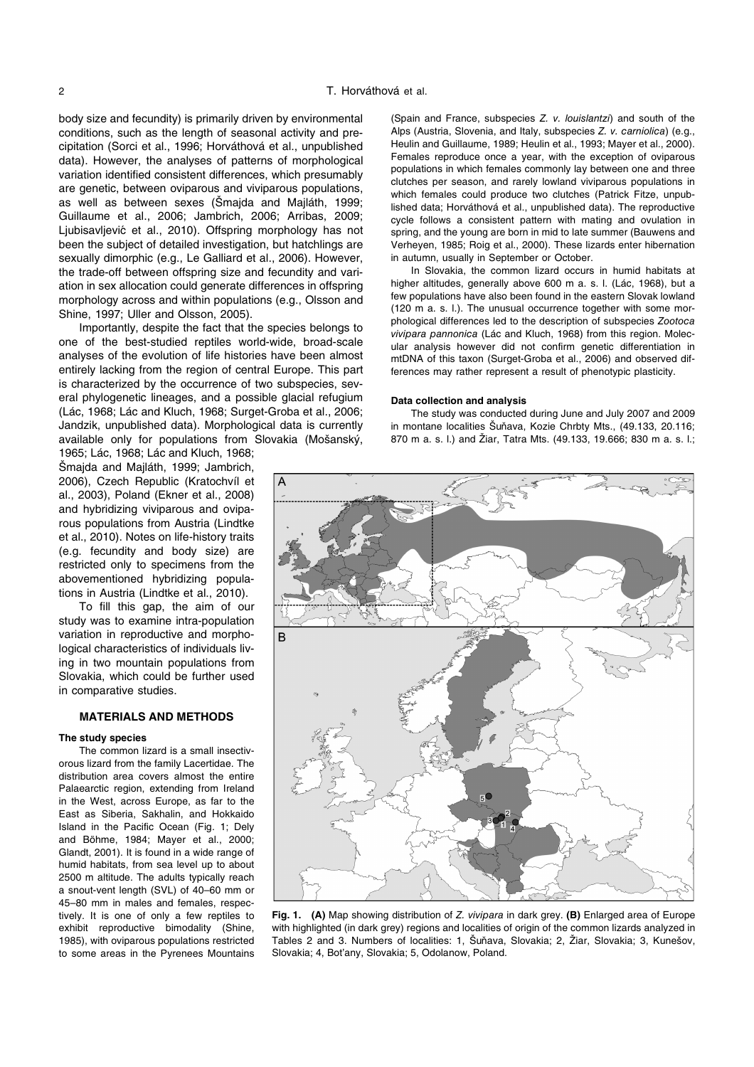body size and fecundity) is primarily driven by environmental conditions, such as the length of seasonal activity and precipitation (Sorci et al., 1996; Horváthová et al., unpublished data). However, the analyses of patterns of morphological variation identified consistent differences, which presumably are genetic, between oviparous and viviparous populations, as well as between sexes (Šmajda and Majláth, 1999; Guillaume et al., 2006; Jambrich, 2006; Arribas, 2009; Ljubisavljević et al., 2010). Offspring morphology has not been the subject of detailed investigation, but hatchlings are sexually dimorphic (e.g., Le Galliard et al., 2006). However, the trade-off between offspring size and fecundity and variation in sex allocation could generate differences in offspring morphology across and within populations (e.g., Olsson and Shine, 1997; Uller and Olsson, 2005).

Importantly, despite the fact that the species belongs to one of the best-studied reptiles world-wide, broad-scale analyses of the evolution of life histories have been almost entirely lacking from the region of central Europe. This part is characterized by the occurrence of two subspecies, several phylogenetic lineages, and a possible glacial refugium (Lác, 1968; Lác and Kluch, 1968; Surget-Groba et al., 2006; Jandzik, unpublished data). Morphological data is currently available only for populations from Slovakia (Mošanský, 1965; Lác, 1968; Lác and Kluch, 1968; Šmajda and Majláth, 1999; Jambrich, 2006), Czech Republic (Kratochvíl et al., 2003), Poland (Ekner et al., 2008) and hybridizing viviparous and oviparous populations from Austria (Lindtke et al., 2010). Notes on life-history traits (e.g. fecundity and body size) are restricted only to specimens from the abovementioned hybridizing populations in Austria (Lindtke et al., 2010).

To fill this gap, the aim of our study was to examine intra-population variation in reproductive and morphological characteristics of individuals living in two mountain populations from Slovakia, which could be further used in comparative studies.

## MATERIALS AND METHODS

### The study species

The common lizard is a small insectivorous lizard from the family Lacertidae. The distribution area covers almost the entire Palaearctic region, extending from Ireland in the West, across Europe, as far to the East as Siberia, Sakhalin, and Hokkaido Island in the Pacific Ocean (Fig. 1; Dely and Böhme, 1984; Mayer et al., 2000; Glandt, 2001). It is found in a wide range of humid habitats, from sea level up to about 2500 m altitude. The adults typically reach a snout-vent length (SVL) of 40–60 mm or 45–80 mm in males and females, respectively. It is one of only a few reptiles to exhibit reproductive bimodality (Shine, 1985), with oviparous populations restricted to some areas in the Pyrenees Mountains (Spain and France, subspecies *Z. v. louislantzi*) and south of the Alps (Austria, Slovenia, and Italy, subspecies *Z. v. carniolica*) (e.g., Heulin and Guillaume, 1989; Heulin et al., 1993; Mayer et al., 2000). Females reproduce once a year, with the exception of oviparous populations in which females commonly lay between one and three clutches per season, and rarely lowland viviparous populations in which females could produce two clutches (Patrick Fitze, unpublished data; Horváthová et al., unpublished data). The reproductive cycle follows a consistent pattern with mating and ovulation in spring, and the young are born in mid to late summer (Bauwens and Verheyen, 1985; Roig et al., 2000). These lizards enter hibernation in autumn, usually in September or October.

In Slovakia, the common lizard occurs in humid habitats at higher altitudes, generally above 600 m a. s. l. (Lác, 1968), but a few populations have also been found in the eastern Slovak lowland (120 m a. s. l.). The unusual occurrence together with some morphological differences led to the description of subspecies *Zootoca vivipara pannonica* (Lác and Kluch, 1968) from this region. Molecular analysis however did not confirm genetic differentiation in mtDNA of this taxon (Surget-Groba et al., 2006) and observed differences may rather represent a result of phenotypic plasticity.

### Data collection and analysis

The study was conducted during June and July 2007 and 2009 in montane localities Šuňava, Kozie Chrbty Mts., (49.133, 20.116; 870 m a. s. l.) and Žiar, Tatra Mts. (49.133, 19.666; 830 m a. s. l.;

**Fig. 1.** **(A)** Map showing distribution of *Z. vivipara* in dark grey. **(B)** Enlarged area of Europe with highlighted (in dark grey) regions and localities of origin of the common lizards analyzed in Tables 2 and 3. Numbers of localities: 1, Šuňava, Slovakia; 2, Žiar, Slovakia; 3, Kunešov, Slovakia; 4, Boťany, Slovakia; 5, Odolanow, Poland.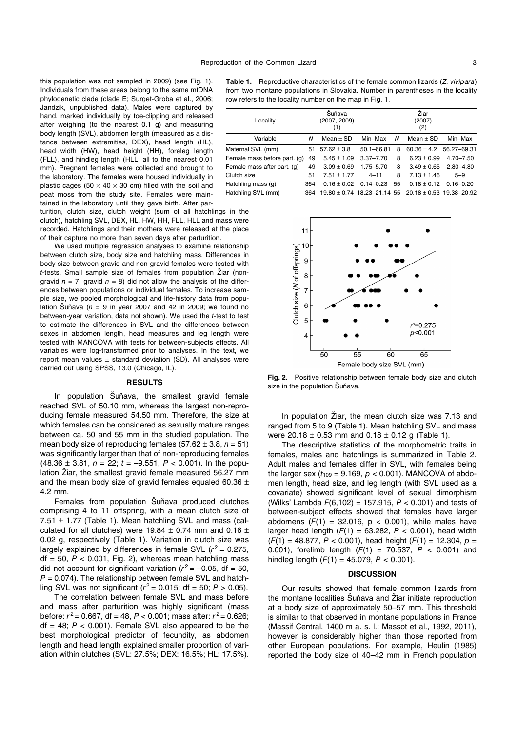this population was not sampled in 2009) (see Fig. 1). Individuals from these areas belong to the same mtDNA phylogenetic clade (clade E; Surget-Groba et al., 2006; Jandzik, unpublished data). Males were captured by hand, marked individually by toe-clipping and released after weighing (to the nearest 0.1 g) and measuring body length (SVL), abdomen length (measured as a distance between extremities, DEX), head length (HL), head width (HW), head height (HH), foreleg length (FLL), and hindleg length (HLL; all to the nearest 0.01 mm). Pregnant females were collected and brought to the laboratory. The females were housed individually in plastic cages (50 × 40 × 30 cm) filled with the soil and peat moss from the study site. Females were maintained in the laboratory until they gave birth. After parturition, clutch size, clutch weight (sum of all hatchlings in the clutch), hatchling SVL, DEX, HL, HW, HH, FLL, HLL and mass were recorded. Hatchlings and their mothers were released at the place of their capture no more than seven days after parturition.

We used multiple regression analyses to examine relationship between clutch size, body size and hatchling mass. Differences in body size between gravid and non-gravid females were tested with *t*-tests. Small sample size of females from population Žiar (non-gravid $n = 7$; gravid $n = 8$) did not allow the analysis of the differences between populations or individual females. To increase sample size, we pooled morphological and life-history data from population Šuňava ($n = 9$ in year 2007 and 42 in 2009; we found no between-year variation, data not shown). We used the *t*-test to test to estimate the differences in SVL and the differences between sexes in abdomen length, head measures and leg length were tested with MANCOVA with tests for between-subjects effects. All variables were log-transformed prior to analyses. In the text, we report mean values ± standard deviation (SD). All analyses were carried out using SPSS, 13.0 (Chicago, IL).

## RESULTS

In population Šuňava, the smallest gravid female reached SVL of 50.10 mm, whereas the largest non-reproducing female measured 54.50 mm. Therefore, the size at which females can be considered as sexually mature ranges between ca. 50 and 55 mm in the studied population. The mean body size of reproducing females (57.62 ± 3.8, $n = 51$) was significantly larger than that of non-reproducing females (48.36 ± 3.81, $n = 22$; $t = -9.551$, $P < 0.001$). In the population Žiar, the smallest gravid female measured 56.27 mm and the mean body size of gravid females equaled 60.36 ± 4.2 mm.

Females from population Šuňava produced clutches comprising 4 to 11 offspring, with a mean clutch size of 7.51 ± 1.77 (Table 1). Mean hatchling SVL and mass (calculated for all clutches) were 19.84 ± 0.74 mm and 0.16 ± 0.02 g, respectively (Table 1). Variation in clutch size was largely explained by differences in female SVL ($r^2 = 0.275$, df = 50, $P < 0.001$, Fig. 2), whereas mean hatchling mass did not account for significant variation ($r^2 = -0.05$, df = 50, $P = 0.074$). The relationship between female SVL and hatchling SVL was not significant ($r^2 = 0.015$; df = 50; $P > 0.05$).

The correlation between female SVL and mass before and mass after parturition was highly significant (mass before: $r^2 = 0.667$, df = 48, $P < 0.001$; mass after: $r^2 = 0.626$; df = 48; $P < 0.001$). Female SVL also appeared to be the best morphological predictor of fecundity, as abdomen length and head length explained smaller proportion of variation within clutches (SVL: 27.5%; DEX: 16.5%; HL: 17.5%).

**Table 1.** Reproductive characteristics of the female common lizards (*Z. vivipara*) from two montane populations in Slovakia. Number in parentheses in the locality row refers to the locality number on the map in Fig. 1.

| Locality | Šuňava (2007, 2009) (1) | | | Žiar (2007) (2) | | |
|---|---|---|---|---|---|---|
| Variable | *N* | Mean ± SD | Min–Max | *N* | Mean ± SD | Min–Max |
| Maternal SVL (mm) | 51 | 57.62 ± 3.8 | 50.1–66.81 | 8 | 60.36 ± 4.2 | 56.27–69.31 |
| Female mass before part. (g) | 49 | 5.45 ± 1.09 | 3.37–7.70 | 8 | 6.23 ± 0.99 | 4.70–7.50 |
| Female mass after part. (g) | 49 | 3.09 ± 0.69 | 1.75–5.70 | 8 | 3.49 ± 0.65 | 2.80–4.80 |
| Clutch size | 51 | 7.51 ± 1.77 | 4–11 | 8 | 7.13 ± 1.46 | 5–9 |
| Hatchling mass (g) | 364 | 0.16 ± 0.02 | 0.14–0.23 | 55 | 0.18 ± 0.12 | 0.16–0.20 |
| Hatchling SVL (mm) | 364 | 19.80 ± 0.74 | 18.23–21.14 | 55 | 20.18 ± 0.53 | 19.38–20.92 |

**Fig. 2.** Positive relationship between female body size and clutch size in the population Šuňava.

In population Žiar, the mean clutch size was 7.13 and ranged from 5 to 9 (Table 1). Mean hatchling SVL and mass were 20.18 ± 0.53 mm and 0.18 ± 0.12 g (Table 1).

The descriptive statistics of the morphometric traits in females, males and hatchlings is summarized in Table 2. Adult males and females differ in SVL, with females being the larger sex ($t_{109} = 9.169$, $p < 0.001$). MANCOVA of abdomen length, head size, and leg length (with SVL used as a covariate) showed significant level of sexual dimorphism (Wilks' Lambda $F(6,102) = 157.915$, $P < 0.001$) and tests of between-subject effects showed that females have larger abdomens ($F(1) = 32.016$, $p < 0.001$), while males have larger head length ($F(1) = 63.282$, $P < 0.001$), head width ($F(1) = 48.877$, $P < 0.001$), head height ($F(1) = 12.304$, $p = 0.001$), forelimb length ($F(1) = 70.537$, $P < 0.001$) and hindleg length ($F(1) = 45.079$, $P < 0.001$).

## DISCUSSION

Our results showed that female common lizards from the montane localities Šuňava and Žiar initiate reproduction at a body size of approximately 50–57 mm. This threshold is similar to that observed in montane populations in France (Massif Central, 1400 m a. s. l.; Massot et al., 1992, 2011), however is considerably higher than those reported from other European populations. For example, Heulin (1985) reported the body size of 40–42 mm in French population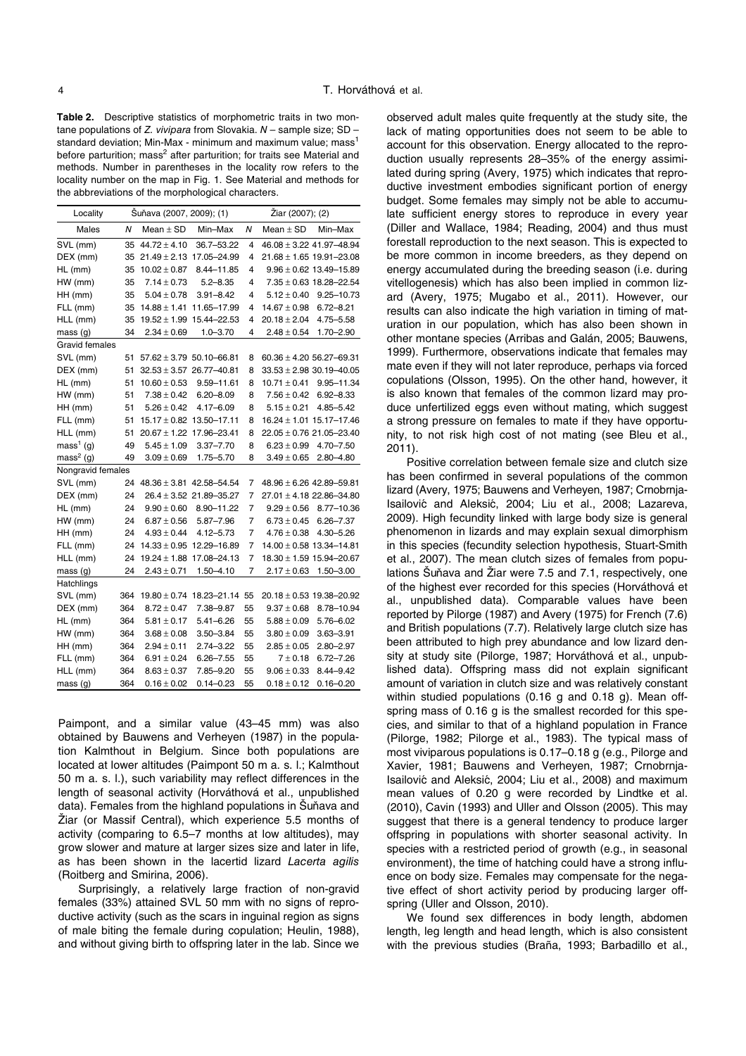**Table 2.** Descriptive statistics of morphometric traits in two montane populations of *Z. vivipara* from Slovakia. *N* – sample size; SD – standard deviation; Min-Max - minimum and maximum value; mass[1] before parturition; mass[2] after parturition; for traits see Material and methods. Number in parentheses in the locality row refers to the locality number on the map in Fig. 1. See Material and methods for the abbreviations of the morphological characters.

| Locality | Šuňava (2007, 2009); (1) | | | Žiar (2007); (2) | | |
|---|---|---|---|---|---|---|
| Males | *N* | Mean ± SD | Min–Max | *N* | Mean ± SD | Min–Max |
| SVL (mm) | 35 | 44.72 ± 4.10 | 36.7–53.22 | 4 | 46.08 ± 3.22 | 41.97–48.94 |
| DEX (mm) | 35 | 21.49 ± 2.13 | 17.05–24.99 | 4 | 21.68 ± 1.65 | 19.91–23.08 |
| HL (mm) | 35 | 10.02 ± 0.87 | 8.44–11.85 | 4 | 9.96 ± 0.62 | 13.49–15.89 |
| HW (mm) | 35 | 7.14 ± 0.73 | 5.2–8.35 | 4 | 7.35 ± 0.63 | 18.28–22.54 |
| HH (mm) | 35 | 5.04 ± 0.78 | 3.91–8.42 | 4 | 5.12 ± 0.40 | 9.25–10.73 |
| FLL (mm) | 35 | 14.88 ± 1.41 | 11.65–17.99 | 4 | 14.67 ± 0.98 | 6.72–8.21 |
| HLL (mm) | 35 | 19.52 ± 1.99 | 15.44–22.53 | 4 | 20.18 ± 2.04 | 4.75–5.58 |
| mass (g) | 34 | 2.34 ± 0.69 | 1.0–3.70 | 4 | 2.48 ± 0.54 | 1.70–2.90 |
| Gravid females | | | | | | |
| SVL (mm) | 51 | 57.62 ± 3.79 | 50.10–66.81 | 8 | 60.36 ± 4.20 | 56.27–69.31 |
| DEX (mm) | 51 | 32.53 ± 3.57 | 26.77–40.81 | 8 | 33.53 ± 2.98 | 30.19–40.05 |
| HL (mm) | 51 | 10.60 ± 0.53 | 9.59–11.61 | 8 | 10.71 ± 0.41 | 9.95–11.34 |
| HW (mm) | 51 | 7.38 ± 0.42 | 6.20–8.09 | 8 | 7.56 ± 0.42 | 6.92–8.33 |
| HH (mm) | 51 | 5.26 ± 0.42 | 4.17–6.09 | 8 | 5.15 ± 0.21 | 4.85–5.42 |
| FLL (mm) | 51 | 15.17 ± 0.82 | 13.50–17.11 | 8 | 16.24 ± 1.01 | 15.17–17.46 |
| HLL (mm) | 51 | 20.67 ± 1.22 | 17.96–23.41 | 8 | 22.05 ± 0.76 | 21.05–23.40 |
| mass[1] (g) | 49 | 5.45 ± 1.09 | 3.37–7.70 | 8 | 6.23 ± 0.99 | 4.70–7.50 |
| mass[2] (g) | 49 | 3.09 ± 0.69 | 1.75–5.70 | 8 | 3.49 ± 0.65 | 2.80–4.80 |
| Nongravid females | | | | | | |
| SVL (mm) | 24 | 48.36 ± 3.81 | 42.58–54.54 | 7 | 48.96 ± 6.26 | 42.89–59.81 |
| DEX (mm) | 24 | 26.4 ± 3.52 | 21.89–35.27 | 7 | 27.01 ± 4.18 | 22.86–34.80 |
| HL (mm) | 24 | 9.90 ± 0.60 | 8.90–11.22 | 7 | 9.29 ± 0.56 | 8.77–10.36 |
| HW (mm) | 24 | 6.87 ± 0.56 | 5.87–7.96 | 7 | 6.73 ± 0.45 | 6.26–7.37 |
| HH (mm) | 24 | 4.93 ± 0.44 | 4.12–5.73 | 7 | 4.76 ± 0.38 | 4.30–5.26 |
| FLL (mm) | 24 | 14.33 ± 0.95 | 12.29–16.89 | 7 | 14.00 ± 0.58 | 13.34–14.81 |
| HLL (mm) | 24 | 19.24 ± 1.88 | 17.08–24.13 | 7 | 18.30 ± 1.59 | 15.94–20.67 |
| mass (g) | 24 | 2.43 ± 0.71 | 1.50–4.10 | 7 | 2.17 ± 0.63 | 1.50–3.00 |
| Hatchlings | | | | | | |
| SVL (mm) | 364 | 19.80 ± 0.74 | 18.23–21.14 | 55 | 20.18 ± 0.53 | 19.38–20.92 |
| DEX (mm) | 364 | 8.72 ± 0.47 | 7.38–9.87 | 55 | 9.37 ± 0.68 | 8.78–10.94 |
| HL (mm) | 364 | 5.81 ± 0.17 | 5.41–6.26 | 55 | 5.88 ± 0.09 | 5.76–6.02 |
| HW (mm) | 364 | 3.68 ± 0.08 | 3.50–3.84 | 55 | 3.80 ± 0.09 | 3.63–3.91 |
| HH (mm) | 364 | 2.94 ± 0.11 | 2.74–3.22 | 55 | 2.85 ± 0.05 | 2.80–2.97 |
| FLL (mm) | 364 | 6.91 ± 0.24 | 6.26–7.55 | 55 | 7 ± 0.18 | 6.72–7.26 |
| HLL (mm) | 364 | 8.63 ± 0.37 | 7.85–9.20 | 55 | 9.06 ± 0.33 | 8.44–9.42 |
| mass (g) | 364 | 0.16 ± 0.02 | 0.14–0.23 | 55 | 0.18 ± 0.12 | 0.16–0.20 |

Paimpont, and a similar value (43–45 mm) was also obtained by Bauwens and Verheyen (1987) in the population Kalmthout in Belgium. Since both populations are located at lower altitudes (Paimpont 50 m a. s. l.; Kalmthout 50 m a. s. l.), such variability may reflect differences in the length of seasonal activity (Horváthová et al., unpublished data). Females from the highland populations in Šuňava and Žiar (or Massif Central), which experience 5.5 months of activity (comparing to 6.5–7 months at low altitudes), may grow slower and mature at larger sizes size and later in life, as has been shown in the lacertid lizard *Lacerta agilis* (Roitberg and Smirina, 2006).

Surprisingly, a relatively large fraction of non-gravid females (33%) attained SVL 50 mm with no signs of reproductive activity (such as the scars in inguinal region as signs of male biting the female during copulation; Heulin, 1988), and without giving birth to offspring later in the lab. Since we observed adult males quite frequently at the study site, the lack of mating opportunities does not seem to be able to account for this observation. Energy allocated to the reproduction usually represents 28–35% of the energy assimilated during spring (Avery, 1975) which indicates that reproductive investment embodies significant portion of energy budget. Some females may simply not be able to accumulate sufficient energy stores to reproduce in every year (Diller and Wallace, 1984; Reading, 2004) and thus must forestall reproduction to the next season. This is expected to be more common in income breeders, as they depend on energy accumulated during the breeding season (i.e. during vitellogenesis) which has also been implied in common lizard (Avery, 1975; Mugabo et al., 2011). However, our results can also indicate the high variation in timing of maturation in our population, which has also been shown in other montane species (Arribas and Galán, 2005; Bauwens, 1999). Furthermore, observations indicate that females may mate even if they will not later reproduce, perhaps via forced copulations (Olsson, 1995). On the other hand, however, it is also known that females of the common lizard may produce unfertilized eggs even without mating, which suggest a strong pressure on females to mate if they have opportunity, to not risk high cost of not mating (see Bleu et al., 2011).

Positive correlation between female size and clutch size has been confirmed in several populations of the common lizard (Avery, 1975; Bauwens and Verheyen, 1987; Crnobrnja-Isailović and Aleksić, 2004; Liu et al., 2008; Lazareva, 2009). High fecundity linked with large body size is general phenomenon in lizards and may explain sexual dimorphism in this species (fecundity selection hypothesis, Stuart-Smith et al., 2007). The mean clutch sizes of females from populations Šuňava and Žiar were 7.5 and 7.1, respectively, one of the highest ever recorded for this species (Horváthová et al., unpublished data). Comparable values have been reported by Pilorge (1987) and Avery (1975) for French (7.6) and British populations (7.7). Relatively large clutch size has been attributed to high prey abundance and low lizard density at study site (Pilorge, 1987; Horváthová et al., unpublished data). Offspring mass did not explain significant amount of variation in clutch size and was relatively constant within studied populations (0.16 g and 0.18 g). Mean offspring mass of 0.16 g is the smallest recorded for this species, and similar to that of a highland population in France (Pilorge, 1982; Pilorge et al., 1983). The typical mass of most viviparous populations is 0.17–0.18 g (e.g., Pilorge and Xavier, 1981; Bauwens and Verheyen, 1987; Crnobrnja-Isailović and Aleksić, 2004; Liu et al., 2008) and maximum mean values of 0.20 g were recorded by Lindtke et al. (2010), Cavin (1993) and Uller and Olsson (2005). This may suggest that there is a general tendency to produce larger offspring in populations with shorter seasonal activity. In species with a restricted period of growth (e.g., in seasonal environment), the time of hatching could have a strong influence on body size. Females may compensate for the negative effect of short activity period by producing larger offspring (Uller and Olsson, 2010).

We found sex differences in body length, abdomen length, leg length and head length, which is also consistent with the previous studies (Braña, 1993; Barbadillo et al.,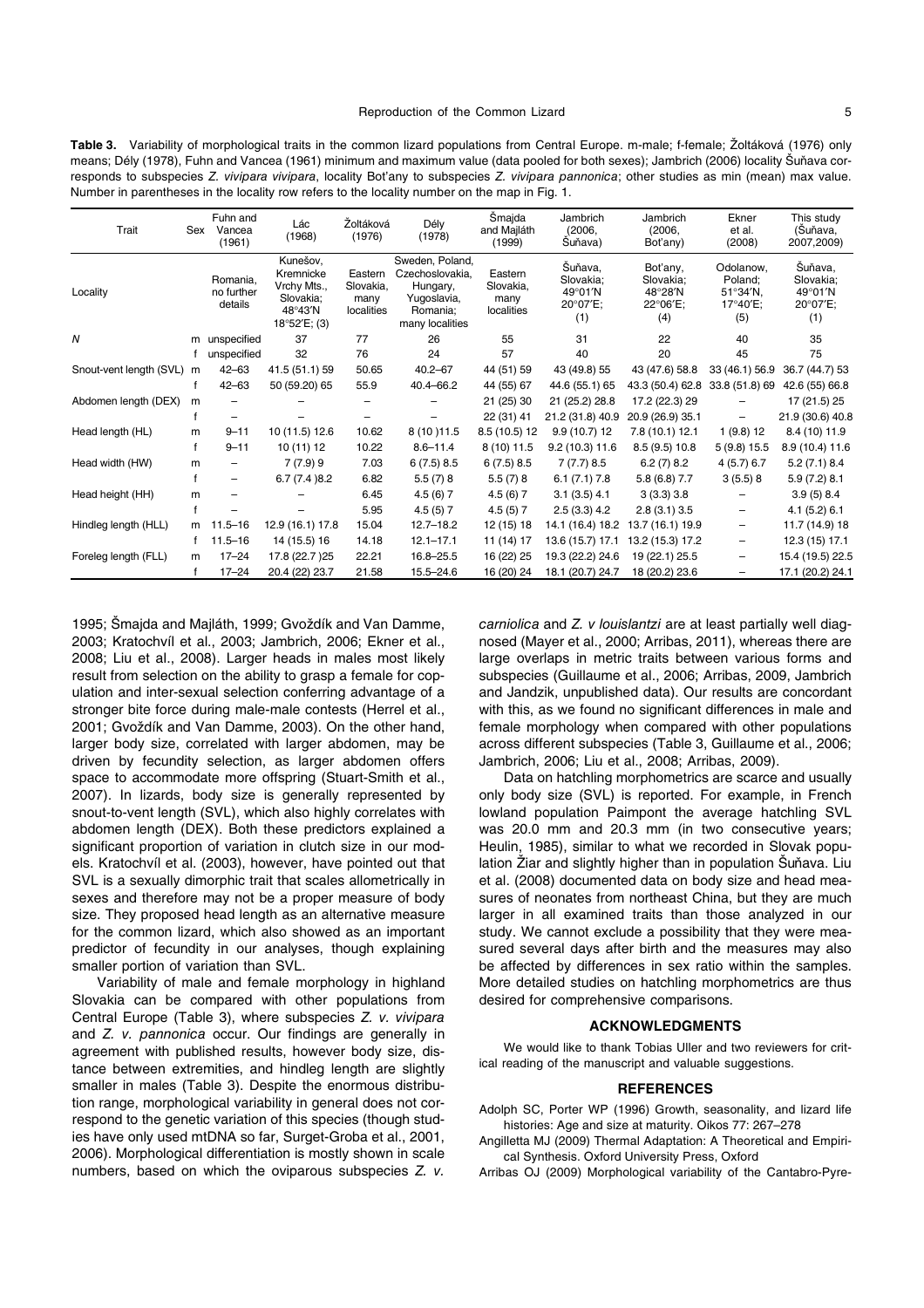**Table 3.** Variability of morphological traits in the common lizard populations from Central Europe. m-male; f-female; Žoltáková (1976) only means; Dély (1978), Fuhn and Vancea (1961) minimum and maximum value (data pooled for both sexes); Jambrich (2006) locality Šuňava corresponds to subspecies *Z. vivipara vivipara*, locality Boťany to subspecies *Z. vivipara pannonica*; other studies as min (mean) max value. Number in parentheses in the locality row refers to the locality number on the map in Fig. 1.

| Trait | Sex | Fuhn and Vancea (1961) | Lác (1968) | Žoltáková (1976) | Dély (1978) | Šmajda and Majláth (1999) | Jambrich (2006, Šuňava) | Jambrich (2006, Boťany) | Ekner et al. (2008) | This study (Šuňava, 2007,2009) |
|---|---|---|---|---|---|---|---|---|---|---|
| Locality | | Romania, no further details | Kunešov, Kremnicke Vrchy Mts., Slovakia; 48°43′N 18°52′E; (3) | Eastern Slovakia, many localities | Sweden, Poland, Czechoslovakia, Hungary, Yugoslavia, Romania; many localities | Eastern Slovakia, many localities | Šuňava, Slovakia; 49°01′N 20°07′E; (1) | Boťany, Slovakia; 48°28′N 22°06′E; (4) | Odolanow, Poland; 51°34′N, 17°40′E; (5) | Šuňava, Slovakia; 49°01′N 20°07′E; (1) |
| *N* | m | unspecified | 37 | 77 | 26 | 55 | 31 | 22 | 40 | 35 |
| | f | unspecified | 32 | 76 | 24 | 57 | 40 | 20 | 45 | 75 |
| Snout-vent length (SVL) | m | 42–63 | 41.5 (51.1) 59 | 50.65 | 40.2–67 | 44 (51) 59 | 43 (49.8) 55 | 43 (47.6) 58.8 | 33 (46.1) 56.9 | 36.7 (44.7) 53 |
| | f | 42–63 | 50 (59.20) 65 | 55.9 | 40.4–66.2 | 44 (55) 67 | 44.6 (55.1) 65 | 43.3 (50.4) 62.8 | 33.8 (51.8) 69 | 42.6 (55) 66.8 |
| Abdomen length (DEX) | m | – | – | – | – | 21 (25) 30 | 21 (25.2) 28.8 | 17.2 (22.3) 29 | – | 17 (21.5) 25 |
| | f | – | – | – | – | 22 (31) 41 | 21.2 (31.8) 40.9 | 20.9 (26.9) 35.1 | – | 21.9 (30.6) 40.8 |
| Head length (HL) | m | 9–11 | 10 (11.5) 12.6 | 10.62 | 8 (10 )11.5 | 8.5 (10.5) 12 | 9.9 (10.7) 12 | 7.8 (10.1) 12.1 | 1 (9.8) 12 | 8.4 (10) 11.9 |
| | f | 9–11 | 10 (11) 12 | 10.22 | 8.6–11.4 | 8 (10) 11.5 | 9.2 (10.3) 11.6 | 8.5 (9.5) 10.8 | 5 (9.8) 15.5 | 8.9 (10.4) 11.6 |
| Head width (HW) | m | – | 7 (7.9) 9 | 7.03 | 6 (7.5) 8.5 | 6 (7.5) 8.5 | 7 (7.7) 8.5 | 6.2 (7) 8.2 | 4 (5.7) 6.7 | 5.2 (7.1) 8.4 |
| | f | – | 6.7 (7.4 )8.2 | 6.82 | 5.5 (7) 8 | 5.5 (7) 8 | 6.1 (7.1) 7.8 | 5.8 (6.8) 7.7 | 3 (5.5) 8 | 5.9 (7.2) 8.1 |
| Head height (HH) | m | – | – | 6.45 | 4.5 (6) 7 | 4.5 (6) 7 | 3.1 (3.5) 4.1 | 3 (3.3) 3.8 | – | 3.9 (5) 8.4 |
| | f | – | – | 5.95 | 4.5 (5) 7 | 4.5 (5) 7 | 2.5 (3.3) 4.2 | 2.8 (3.1) 3.5 | – | 4.1 (5.2) 6.1 |
| Hindleg length (HLL) | m | 11.5–16 | 12.9 (16.1) 17.8 | 15.04 | 12.7–18.2 | 12 (15) 18 | 14.1 (16.4) 18.2 | 13.7 (16.1) 19.9 | – | 11.7 (14.9) 18 |
| | f | 11.5–16 | 14 (15.5) 16 | 14.18 | 12.1–17.1 | 11 (14) 17 | 13.6 (15.7) 17.1 | 13.2 (15.3) 17.2 | – | 12.3 (15) 17.1 |
| Foreleg length (FLL) | m | 17–24 | 17.8 (22.7 )25 | 22.21 | 16.8–25.5 | 16 (22) 25 | 19.3 (22.2) 24.6 | 19 (22.1) 25.5 | – | 15.4 (19.5) 22.5 |
| | f | 17–24 | 20.4 (22) 23.7 | 21.58 | 15.5–24.6 | 16 (20) 24 | 18.1 (20.7) 24.7 | 18 (20.2) 23.6 | – | 17.1 (20.2) 24.1 |

1995; Šmajda and Majláth, 1999; Gvoždík and Van Damme, 2003; Kratochvíl et al., 2003; Jambrich, 2006; Ekner et al., 2008; Liu et al., 2008). Larger heads in males most likely result from selection on the ability to grasp a female for copulation and inter-sexual selection conferring advantage of a stronger bite force during male-male contests (Herrel et al., 2001; Gvoždík and Van Damme, 2003). On the other hand, larger body size, correlated with larger abdomen, may be driven by fecundity selection, as larger abdomen offers space to accommodate more offspring (Stuart-Smith et al., 2007). In lizards, body size is generally represented by snout-to-vent length (SVL), which also highly correlates with abdomen length (DEX). Both these predictors explained a significant proportion of variation in clutch size in our models. Kratochvíl et al. (2003), however, have pointed out that SVL is a sexually dimorphic trait that scales allometrically in sexes and therefore may not be a proper measure of body size. They proposed head length as an alternative measure for the common lizard, which also showed as an important predictor of fecundity in our analyses, though explaining smaller portion of variation than SVL.

Variability of male and female morphology in highland Slovakia can be compared with other populations from Central Europe (Table 3), where subspecies *Z. v. vivipara* and *Z. v. pannonica* occur. Our findings are generally in agreement with published results, however body size, distance between extremities, and hindleg length are slightly smaller in males (Table 3). Despite the enormous distribution range, morphological variability in general does not correspond to the genetic variation of this species (though studies have only used mtDNA so far, Surget-Groba et al., 2001, 2006). Morphological differentiation is mostly shown in scale numbers, based on which the oviparous subspecies *Z. v. carniolica* and *Z. v louislantzi* are at least partially well diagnosed (Mayer et al., 2000; Arribas, 2011), whereas there are large overlaps in metric traits between various forms and subspecies (Guillaume et al., 2006; Arribas, 2009, Jambrich and Jandzik, unpublished data). Our results are concordant with this, as we found no significant differences in male and female morphology when compared with other populations across different subspecies (Table 3, Guillaume et al., 2006; Jambrich, 2006; Liu et al., 2008; Arribas, 2009).

Data on hatchling morphometrics are scarce and usually only body size (SVL) is reported. For example, in French lowland population Paimpont the average hatchling SVL was 20.0 mm and 20.3 mm (in two consecutive years; Heulin, 1985), similar to what we recorded in Slovak population Žiar and slightly higher than in population Šuňava. Liu et al. (2008) documented data on body size and head measures of neonates from northeast China, but they are much larger in all examined traits than those analyzed in our study. We cannot exclude a possibility that they were measured several days after birth and the measures may also be affected by differences in sex ratio within the samples. More detailed studies on hatchling morphometrics are thus desired for comprehensive comparisons.

## ACKNOWLEDGMENTS

We would like to thank Tobias Uller and two reviewers for critical reading of the manuscript and valuable suggestions.

## REFERENCES

Adolph SC, Porter WP (1996) Growth, seasonality, and lizard life histories: Age and size at maturity. Oikos 77: 267–278

Angilletta MJ (2009) Thermal Adaptation: A Theoretical and Empirical Synthesis. Oxford University Press, Oxford

Arribas OJ (2009) Morphological variability of the Cantabro-Pyre-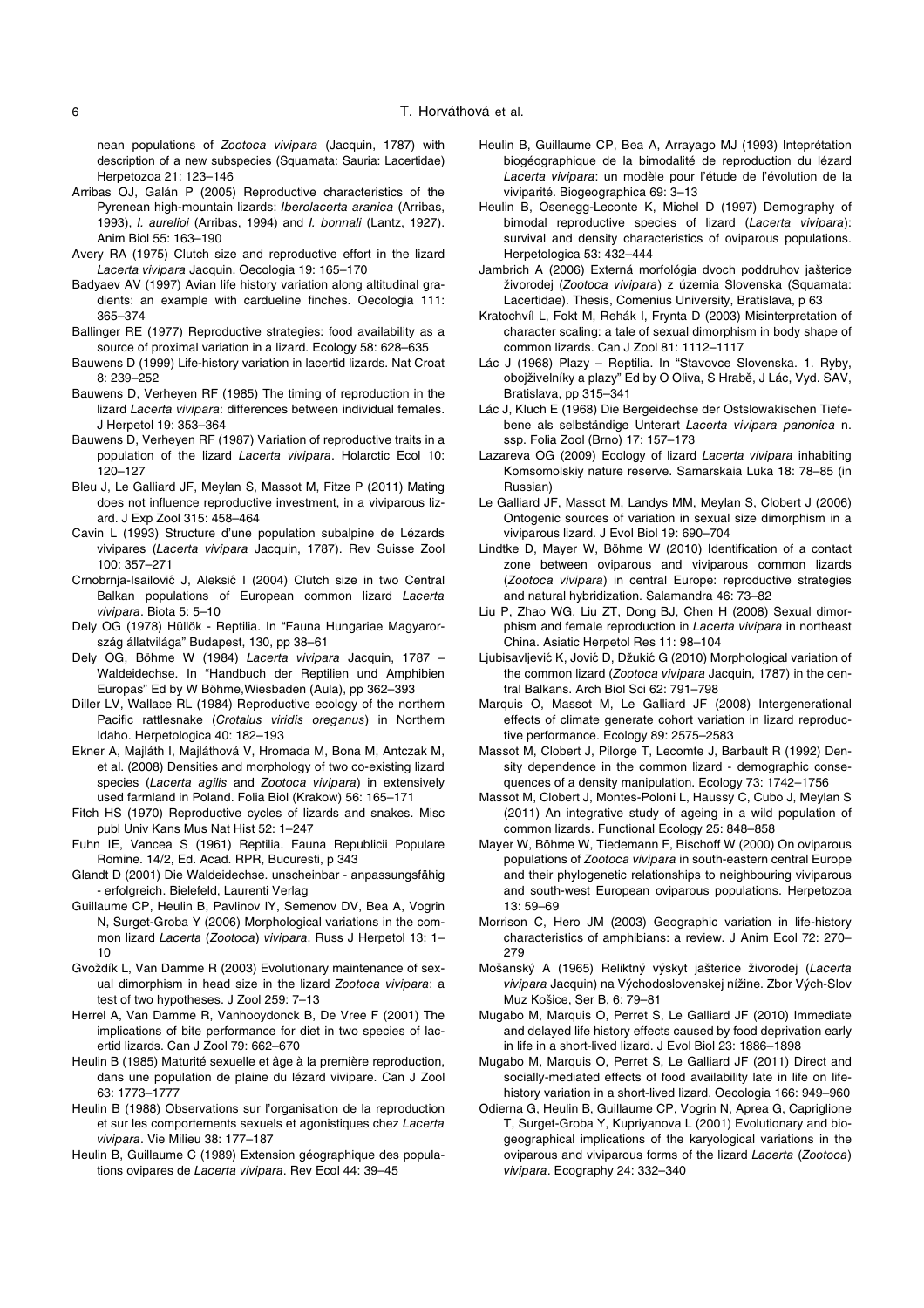nean populations of *Zootoca vivipara* (Jacquin, 1787) with description of a new subspecies (Squamata: Sauria: Lacertidae) Herpetozoa 21: 123–146

Arribas OJ, Galán P (2005) Reproductive characteristics of the Pyrenean high-mountain lizards: *Iberolacerta aranica* (Arribas, 1993), *I. aurelioi* (Arribas, 1994) and *I. bonnali* (Lantz, 1927). Anim Biol 55: 163–190

Avery RA (1975) Clutch size and reproductive effort in the lizard *Lacerta vivipara* Jacquin. Oecologia 19: 165–170

Badyaev AV (1997) Avian life history variation along altitudinal gradients: an example with cardueline finches. Oecologia 111: 365–374

Ballinger RE (1977) Reproductive strategies: food availability as a source of proximal variation in a lizard. Ecology 58: 628–635

Bauwens D (1999) Life-history variation in lacertid lizards. Nat Croat 8: 239–252

Bauwens D, Verheyen RF (1985) The timing of reproduction in the lizard *Lacerta vivipara*: differences between individual females. J Herpetol 19: 353–364

Bauwens D, Verheyen RF (1987) Variation of reproductive traits in a population of the lizard *Lacerta vivipara*. Holarctic Ecol 10: 120–127

Bleu J, Le Galliard JF, Meylan S, Massot M, Fitze P (2011) Mating does not influence reproductive investment, in a viviparous lizard. J Exp Zool 315: 458–464

Cavin L (1993) Structure d'une population subalpine de Lézards vivipares (*Lacerta vivipara* Jacquin, 1787). Rev Suisse Zool 100: 357–271

Crnobrnja-Isailović J, Aleksić I (2004) Clutch size in two Central Balkan populations of European common lizard *Lacerta vivipara*. Biota 5: 5–10

Dely OG (1978) Hüllők - Reptilia. In "Fauna Hungariae Magyarország állatvilága" Budapest, 130, pp 38–61

Dely OG, Böhme W (1984) *Lacerta vivipara* Jacquin, 1787 – Waldeidechse. In "Handbuch der Reptilien und Amphibien Europas" Ed by W Böhme,Wiesbaden (Aula), pp 362–393

Diller LV, Wallace RL (1984) Reproductive ecology of the northern Pacific rattlesnake (*Crotalus viridis oreganus*) in Northern Idaho. Herpetologica 40: 182–193

Ekner A, Majláth I, Majláthová V, Hromada M, Bona M, Antczak M, et al. (2008) Densities and morphology of two co-existing lizard species (*Lacerta agilis* and *Zootoca vivipara*) in extensively used farmland in Poland. Folia Biol (Krakow) 56: 165–171

Fitch HS (1970) Reproductive cycles of lizards and snakes. Misc publ Univ Kans Mus Nat Hist 52: 1–247

Fuhn IE, Vancea S (1961) Reptilia. Fauna Republicii Populare Romine. 14/2, Ed. Acad. RPR, Bucuresti, p 343

Glandt D (2001) Die Waldeidechse. unscheinbar - anpassungsfähig - erfolgreich. Bielefeld, Laurenti Verlag

Guillaume CP, Heulin B, Pavlinov IY, Semenov DV, Bea A, Vogrin N, Surget-Groba Y (2006) Morphological variations in the common lizard *Lacerta* (*Zootoca*) *vivipara*. Russ J Herpetol 13: 1–10

Gvoždík L, Van Damme R (2003) Evolutionary maintenance of sexual dimorphism in head size in the lizard *Zootoca vivipara*: a test of two hypotheses. J Zool 259: 7–13

Herrel A, Van Damme R, Vanhooydonck B, De Vree F (2001) The implications of bite performance for diet in two species of lacertid lizards. Can J Zool 79: 662–670

Heulin B (1985) Maturité sexuelle et âge à la première reproduction, dans une population de plaine du lézard vivipare. Can J Zool 63: 1773–1777

Heulin B (1988) Observations sur l'organisation de la reproduction et sur les comportements sexuels et agonistiques chez *Lacerta vivipara*. Vie Milieu 38: 177–187

Heulin B, Guillaume C (1989) Extension géographique des populations ovipares de *Lacerta vivipara*. Rev Ecol 44: 39–45

Heulin B, Guillaume CP, Bea A, Arrayago MJ (1993) Inteprétation biogéographique de la bimodalité de reproduction du lézard *Lacerta vivipara*: un modèle pour l'étude de l'évolution de la viviparité. Biogeographica 69: 3–13

Heulin B, Osenegg-Leconte K, Michel D (1997) Demography of bimodal reproductive species of lizard (*Lacerta vivipara*): survival and density characteristics of oviparous populations. Herpetologica 53: 432–444

Jambrich A (2006) Externá morfológia dvoch poddruhov jašterice živorodej (*Zootoca vivipara*) z územia Slovenska (Squamata: Lacertidae). Thesis, Comenius University, Bratislava, p 63

Kratochvíl L, Fokt M, Rehák I, Frynta D (2003) Misinterpretation of character scaling: a tale of sexual dimorphism in body shape of common lizards. Can J Zool 81: 1112–1117

Lác J (1968) Plazy – Reptilia. In "Stavovce Slovenska. 1. Ryby, obojživelníky a plazy" Ed by O Oliva, S Hrabě, J Lác, Vyd. SAV, Bratislava, pp 315–341

Lác J, Kluch E (1968) Die Bergeidechse der Ostslowakischen Tiefebene als selbständige Unterart *Lacerta vivipara panonica* n. ssp. Folia Zool (Brno) 17: 157–173

Lazareva OG (2009) Ecology of lizard *Lacerta vivipara* inhabiting Komsomolskiy nature reserve. Samarskaia Luka 18: 78–85 (in Russian)

Le Galliard JF, Massot M, Landys MM, Meylan S, Clobert J (2006) Ontogenic sources of variation in sexual size dimorphism in a viviparous lizard. J Evol Biol 19: 690–704

Lindtke D, Mayer W, Böhme W (2010) Identification of a contact zone between oviparous and viviparous common lizards (*Zootoca vivipara*) in central Europe: reproductive strategies and natural hybridization. Salamandra 46: 73–82

Liu P, Zhao WG, Liu ZT, Dong BJ, Chen H (2008) Sexual dimorphism and female reproduction in *Lacerta vivipara* in northeast China. Asiatic Herpetol Res 11: 98–104

Ljubisavljević K, Jović D, Džukić G (2010) Morphological variation of the common lizard (*Zootoca vivipara* Jacquin, 1787) in the central Balkans. Arch Biol Sci 62: 791–798

Marquis O, Massot M, Le Galliard JF (2008) Intergenerational effects of climate generate cohort variation in lizard reproductive performance. Ecology 89: 2575–2583

Massot M, Clobert J, Pilorge T, Lecomte J, Barbault R (1992) Density dependence in the common lizard - demographic consequences of a density manipulation. Ecology 73: 1742–1756

Massot M, Clobert J, Montes-Poloni L, Haussy C, Cubo J, Meylan S (2011) An integrative study of ageing in a wild population of common lizards. Functional Ecology 25: 848–858

Mayer W, Böhme W, Tiedemann F, Bischoff W (2000) On oviparous populations of *Zootoca vivipara* in south-eastern central Europe and their phylogenetic relationships to neighbouring viviparous and south-west European oviparous populations. Herpetozoa 13: 59–69

Morrison C, Hero JM (2003) Geographic variation in life-history characteristics of amphibians: a review. J Anim Ecol 72: 270–279

Mošanský A (1965) Reliktný výskyt jašterice živorodej (*Lacerta vivipara* Jacquin) na Východoslovenskej nížine. Zbor Vých-Slov Muz Košice, Ser B, 6: 79–81

Mugabo M, Marquis O, Perret S, Le Galliard JF (2010) Immediate and delayed life history effects caused by food deprivation early in life in a short-lived lizard. J Evol Biol 23: 1886–1898

Mugabo M, Marquis O, Perret S, Le Galliard JF (2011) Direct and socially-mediated effects of food availability late in life on life-history variation in a short-lived lizard. Oecologia 166: 949–960

Odierna G, Heulin B, Guillaume CP, Vogrin N, Aprea G, Capriglione T, Surget-Groba Y, Kupriyanova L (2001) Evolutionary and biogeographical implications of the karyological variations in the oviparous and viviparous forms of the lizard *Lacerta* (*Zootoca*) *vivipara*. Ecography 24: 332–340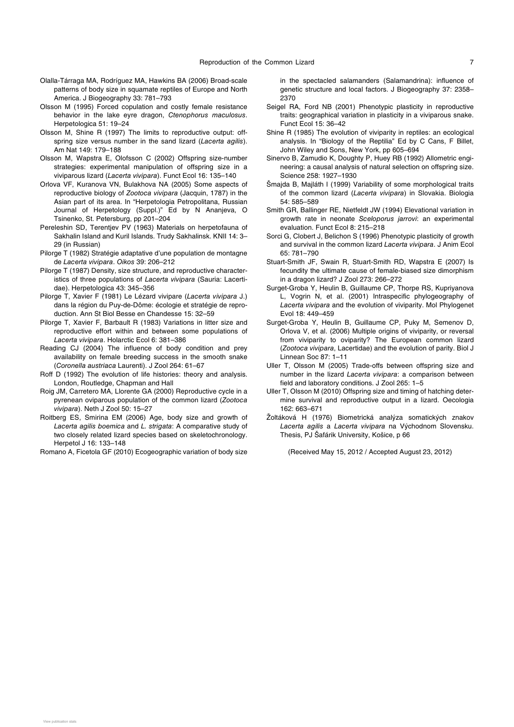Olalla-Tárraga MA, Rodríguez MA, Hawkins BA (2006) Broad-scale patterns of body size in squamate reptiles of Europe and North America. J Biogeography 33: 781–793

Olsson M (1995) Forced copulation and costly female resistance behavior in the lake eyre dragon, *Ctenophorus maculosus*. Herpetologica 51: 19–24

Olsson M, Shine R (1997) The limits to reproductive output: offspring size versus number in the sand lizard (*Lacerta agilis*). Am Nat 149: 179–188

Olsson M, Wapstra E, Olofsson C (2002) Offspring size-number strategies: experimental manipulation of offspring size in a viviparous lizard (*Lacerta vivipara*). Funct Ecol 16: 135–140

Orlova VF, Kuranova VN, Bulakhova NA (2005) Some aspects of reproductive biology of *Zootoca vivipara* (Jacquin, 1787) in the Asian part of its area. In "Herpetologia Petropolitana, Russian Journal of Herpetology (Suppl.)" Ed by N Ananjeva, O Tsinenko, St. Petersburg, pp 201–204

Pereleshin SD, Terentjev PV (1963) Materials on herpetofauna of Sakhalin Island and Kuril Islands. Trudy Sakhalinsk. KNII 14: 3–29 (in Russian)

Pilorge T (1982) Stratégie adaptative d'une population de montagne de *Lacerta vivipara*. *Oikos* 39: 206–212

Pilorge T (1987) Density, size structure, and reproductive characteristics of three populations of *Lacerta vivipara* (Sauria: Lacertidae). Herpetologica 43: 345–356

Pilorge T, Xavier F (1981) Le Lézard vivipare (*Lacerta vivipara* J.) dans la région du Puy-de-Dôme: écologie et stratégie de reproduction. Ann St Biol Besse en Chandesse 15: 32–59

Pilorge T, Xavier F, Barbault R (1983) Variations in litter size and reproductive effort within and between some populations of *Lacerta vivipara*. Holarctic Ecol 6: 381–386

Reading CJ (2004) The influence of body condition and prey availability on female breeding success in the smooth snake (*Coronella austriaca* Laurenti). J Zool 264: 61–67

Roff D (1992) The evolution of life histories: theory and analysis. London, Routledge, Chapman and Hall

Roig JM, Carretero MA, Llorente GA (2000) Reproductive cycle in a pyrenean oviparous population of the common lizard (*Zootoca vivipara*). Neth J Zool 50: 15–27

Roitberg ES, Smirina EM (2006) Age, body size and growth of *Lacerta agilis boemica* and *L. strigata*: A comparative study of two closely related lizard species based on skeletochronology. Herpetol J 16: 133–148

Romano A, Ficetola GF (2010) Ecogeographic variation of body size in the spectacled salamanders (Salamandrina): influence of genetic structure and local factors. J Biogeography 37: 2358–2370

Seigel RA, Ford NB (2001) Phenotypic plasticity in reproductive traits: geographical variation in plasticity in a viviparous snake. Funct Ecol 15: 36–42

Shine R (1985) The evolution of viviparity in reptiles: an ecological analysis. In "Biology of the Reptilia" Ed by C Cans, F Billet, John Wiley and Sons, New York, pp 605–694

Sinervo B, Zamudio K, Doughty P, Huey RB (1992) Allometric engineering: a causal analysis of natural selection on offspring size. Science 258: 1927–1930

Šmajda B, Majláth I (1999) Variability of some morphological traits of the common lizard (*Lacerta vivipara*) in Slovakia. Biologia 54: 585–589

Smith GR, Ballinger RE, Nietfeldt JW (1994) Elevational variation in growth rate in neonate *Sceloporus jarrovi*: an experimental evaluation. Funct Ecol 8: 215–218

Sorci G, Clobert J, Belichon S (1996) Phenotypic plasticity of growth and survival in the common lizard *Lacerta vivipara*. J Anim Ecol 65: 781–790

Stuart-Smith JF, Swain R, Stuart-Smith RD, Wapstra E (2007) Is fecundity the ultimate cause of female-biased size dimorphism in a dragon lizard? J Zool 273: 266–272

Surget-Groba Y, Heulin B, Guillaume CP, Thorpe RS, Kupriyanova L, Vogrin N, et al. (2001) Intraspecific phylogeography of *Lacerta vivipara* and the evolution of viviparity. Mol Phylogenet Evol 18: 449–459

Surget-Groba Y, Heulin B, Guillaume CP, Puky M, Semenov D, Orlova V, et al. (2006) Multiple origins of viviparity, or reversal from viviparity to oviparity? The European common lizard (*Zootoca vivipara*, Lacertidae) and the evolution of parity. Biol J Linnean Soc 87: 1–11

Uller T, Olsson M (2005) Trade-offs between offspring size and number in the lizard *Lacerta vivipara*: a comparison between field and laboratory conditions. J Zool 265: 1–5

Uller T, Olsson M (2010) Offspring size and timing of hatching determine survival and reproductive output in a lizard. Oecologia 162: 663–671

Žoltáková H (1976) Biometrická analýza somatických znakov *Lacerta agilis* a *Lacerta vivipara* na Východnom Slovensku. Thesis, PJ Šafárik University, Košice, p 66

(Received May 15, 2012 / Accepted August 23, 2012)